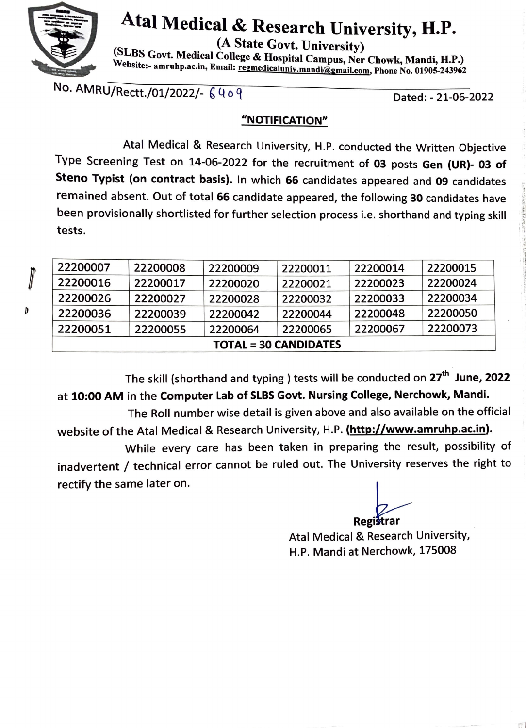# Atal Medical & Research University, H.P.

(A State Govt. University)

(SLBS Govt. Medical College & Hospital Campus, Ner Chowk, Mandi, H.P.)

Website:- amruhp.ac.in, Email: regmedicaluniv.mandi@gmail.com, Phone No. 01905-243962

No. AMRU/Rectt./01/2022/- 6409

Dated: - 21-06-2022

## "NOTIFICATION"

Atal Medical & Research University, H.P. conducted the Written Objective Type Screening Test on 14-06-2022 for the recruitment of **03** posts **Gen (UR)- 03 of Steno Typist (on contract basis).** In which **66** candidates appeared and **09** candidates remained absent. Out of total **66** candidate appeared, the following **30** candidates have been provisionally shortlisted for further selection process i.e. shorthand and typing skill tests.

| | | | | | |
|---|---|---|---|---|---|
| 22200007 | 22200008 | 22200009 | 22200011 | 22200014 | 22200015 |
| 22200016 | 22200017 | 22200020 | 22200021 | 22200023 | 22200024 |
| 22200026 | 22200027 | 22200028 | 22200032 | 22200033 | 22200034 |
| 22200036 | 22200039 | 22200042 | 22200044 | 22200048 | 22200050 |
| 22200051 | 22200055 | 22200064 | 22200065 | 22200067 | 22200073 |
| **TOTAL = 30 CANDIDATES** | | | | | |

The skill (shorthand and typing ) tests will be conducted on **27th June, 2022** at **10:00 AM** in the **Computer Lab of SLBS Govt. Nursing College, Nerchowk, Mandi.**

The Roll number wise detail is given above and also available on the official website of the Atal Medical & Research University, H.P. **(http://www.amruhp.ac.in).**

While every care has been taken in preparing the result, possibility of inadvertent / technical error cannot be ruled out. The University reserves the right to rectify the same later on.

**Registrar**

Atal Medical & Research University,

H.P. Mandi at Nerchowk, 175008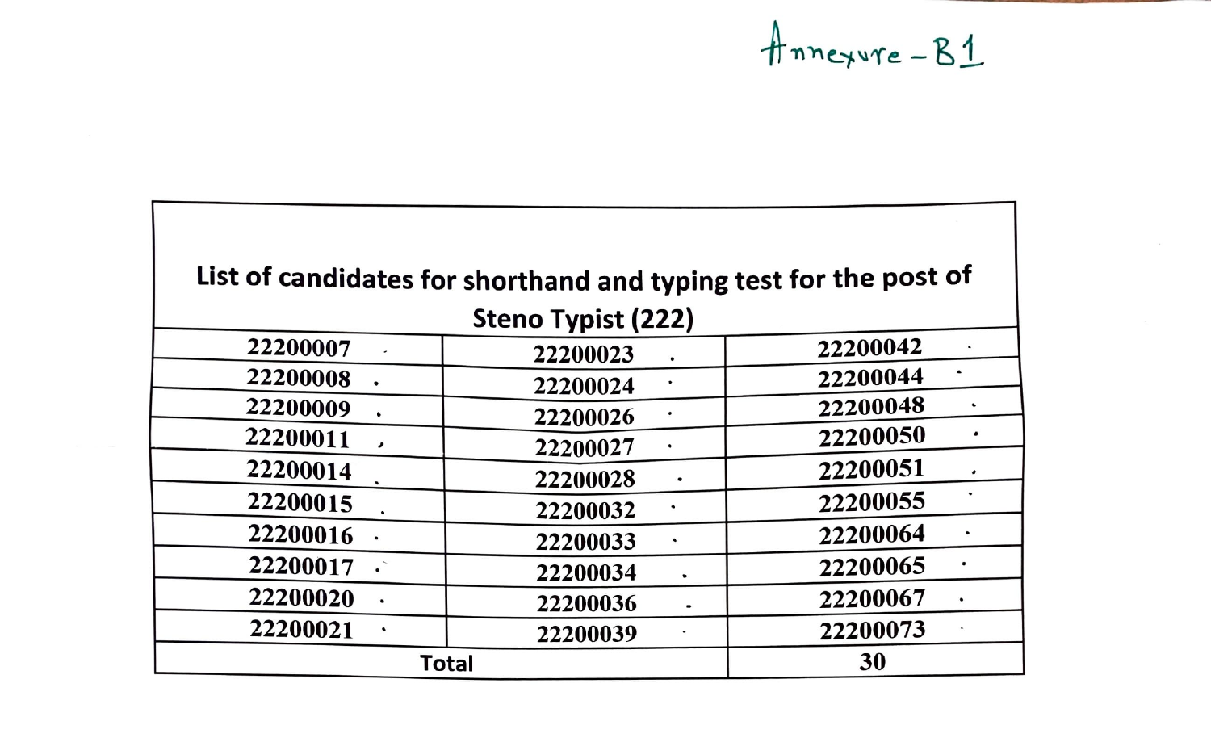Annexure - B1

| List of candidates for shorthand and typing test for the post of Steno Typist (222) | | |
|---|---|---|
| 22200007 | 22200023 | 22200042 |
| 22200008 | 22200024 | 22200044 |
| 22200009 | 22200026 | 22200048 |
| 22200011 | 22200027 | 22200050 |
| 22200014 | 22200028 | 22200051 |
| 22200015 | 22200032 | 22200055 |
| 22200016 | 22200033 | 22200064 |
| 22200017 | 22200034 | 22200065 |
| 22200020 | 22200036 | 22200067 |
| 22200021 | 22200039 | 22200073 |
| Total | | 30 |